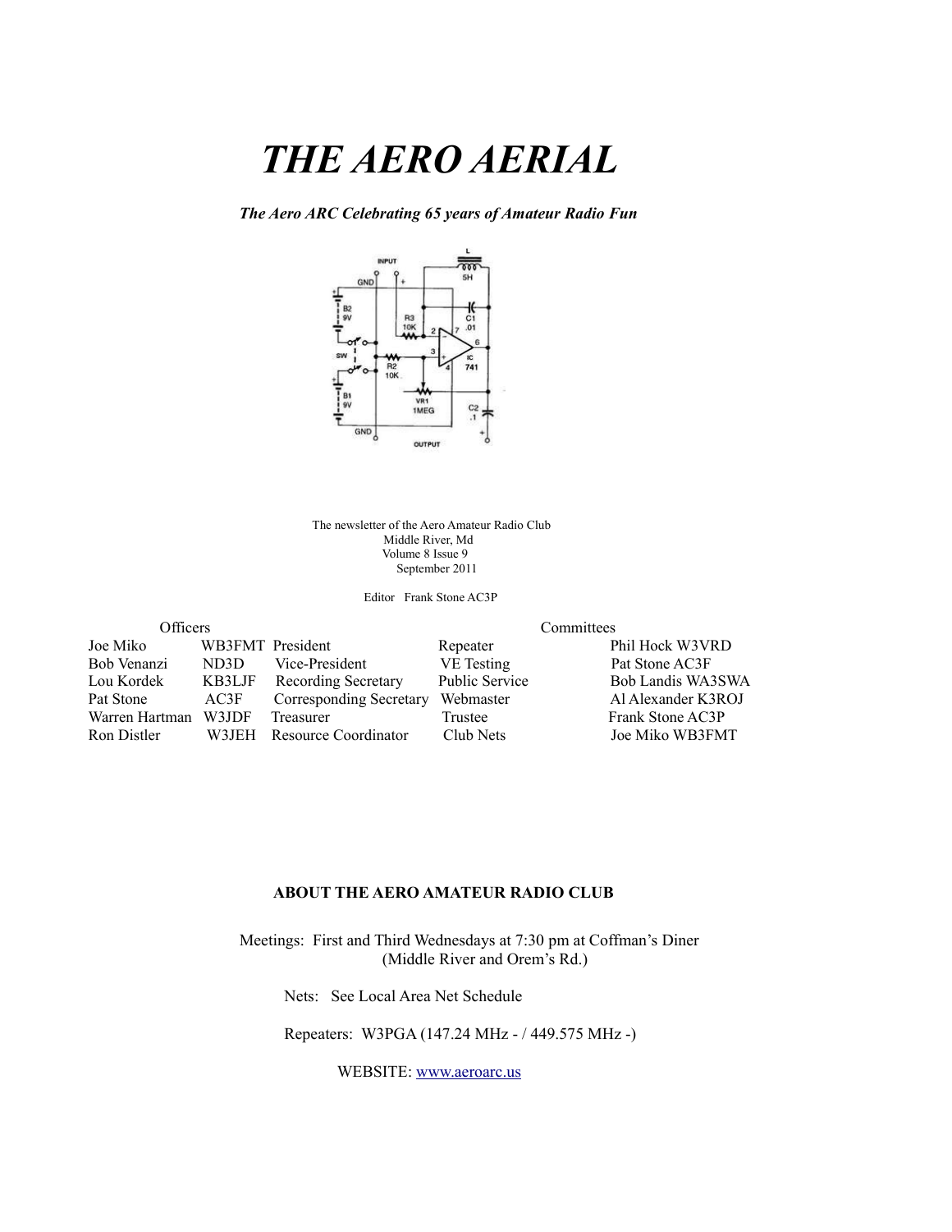# THE AERO AERIAL

***The Aero ARC Celebrating 65 years of Amateur Radio Fun***

The newsletter of the Aero Amateur Radio Club
Middle River, Md
Volume 8 Issue 9
September 2011

Editor Frank Stone AC3P

| Officers | | | Committees | |
|---|---|---|---|---|
| Joe Miko | WB3FMT | President | Repeater | Phil Hock W3VRD |
| Bob Venanzi | ND3D | Vice-President | VE Testing | Pat Stone AC3F |
| Lou Kordek | KB3LJF | Recording Secretary | Public Service | Bob Landis WA3SWA |
| Pat Stone | AC3F | Corresponding Secretary | Webmaster | Al Alexander K3ROJ |
| Warren Hartman | W3JDF | Treasurer | Trustee | Frank Stone AC3P |
| Ron Distler | W3JEH | Resource Coordinator | Club Nets | Joe Miko WB3FMT |

**ABOUT THE AERO AMATEUR RADIO CLUB**

Meetings: First and Third Wednesdays at 7:30 pm at Coffman's Diner (Middle River and Orem's Rd.)

Nets: See Local Area Net Schedule

Repeaters: W3PGA (147.24 MHz - / 449.575 MHz -)

WEBSITE: www.aeroarc.us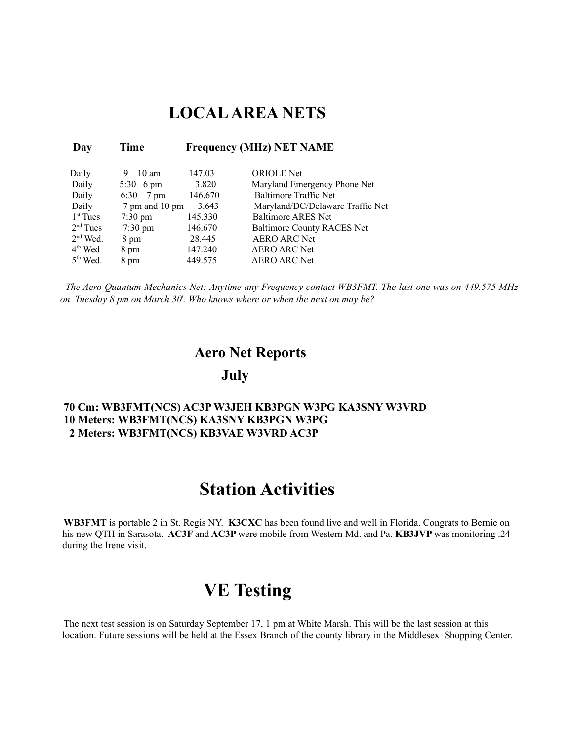# LOCAL AREA NETS

| Day | Time | Frequency (MHz) | NET NAME |
|---|---|---|---|
| Daily | 9 – 10 am | 147.03 | ORIOLE Net |
| Daily | 5:30– 6 pm | 3.820 | Maryland Emergency Phone Net |
| Daily | 6:30 – 7 pm | 146.670 | Baltimore Traffic Net |
| Daily | 7 pm and 10 pm | 3.643 | Maryland/DC/Delaware Traffic Net |
| 1st Tues | 7:30 pm | 145.330 | Baltimore ARES Net |
| 2nd Tues | 7:30 pm | 146.670 | Baltimore County RACES Net |
| 2nd Wed. | 8 pm | 28.445 | AERO ARC Net |
| 4th Wed | 8 pm | 147.240 | AERO ARC Net |
| 5th Wed. | 8 pm | 449.575 | AERO ARC Net |

*The Aero Quantum Mechanics Net: Anytime any Frequency contact WB3FMT. The last one was on 449.575 MHz on Tuesday 8 pm on March 30'. Who knows where or when the next on may be?*

## Aero Net Reports

### July

**70 Cm: WB3FMT(NCS) AC3P W3JEH KB3PGN W3PG KA3SNY W3VRD**
**10 Meters: WB3FMT(NCS) KA3SNY KB3PGN W3PG**
**2 Meters: WB3FMT(NCS) KB3VAE W3VRD AC3P**

# Station Activities

**WB3FMT** is portable 2 in St. Regis NY. **K3CXC** has been found live and well in Florida. Congrats to Bernie on his new QTH in Sarasota. **AC3F** and **AC3P** were mobile from Western Md. and Pa. **KB3JVP** was monitoring .24 during the Irene visit.

# VE Testing

The next test session is on Saturday September 17, 1 pm at White Marsh. This will be the last session at this location. Future sessions will be held at the Essex Branch of the county library in the Middlesex Shopping Center.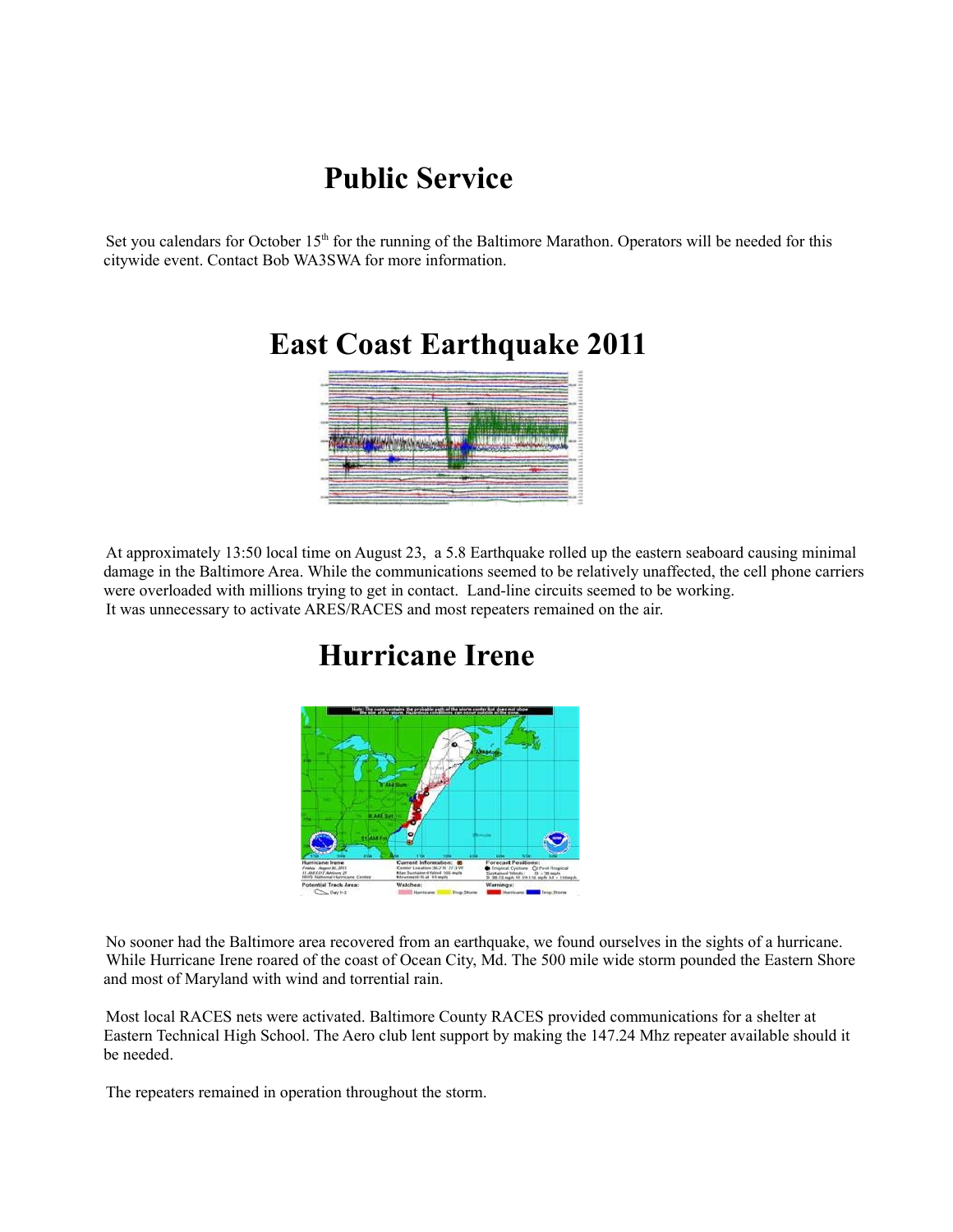# Public Service

Set you calendars for October 15[th] for the running of the Baltimore Marathon. Operators will be needed for this citywide event. Contact Bob WA3SWA for more information.

# East Coast Earthquake 2011

At approximately 13:50 local time on August 23, a 5.8 Earthquake rolled up the eastern seaboard causing minimal damage in the Baltimore Area. While the communications seemed to be relatively unaffected, the cell phone carriers were overloaded with millions trying to get in contact. Land-line circuits seemed to be working.
It was unnecessary to activate ARES/RACES and most repeaters remained on the air.

# Hurricane Irene

No sooner had the Baltimore area recovered from an earthquake, we found ourselves in the sights of a hurricane. While Hurricane Irene roared of the coast of Ocean City, Md. The 500 mile wide storm pounded the Eastern Shore and most of Maryland with wind and torrential rain.

Most local RACES nets were activated. Baltimore County RACES provided communications for a shelter at Eastern Technical High School. The Aero club lent support by making the 147.24 Mhz repeater available should it be needed.

The repeaters remained in operation throughout the storm.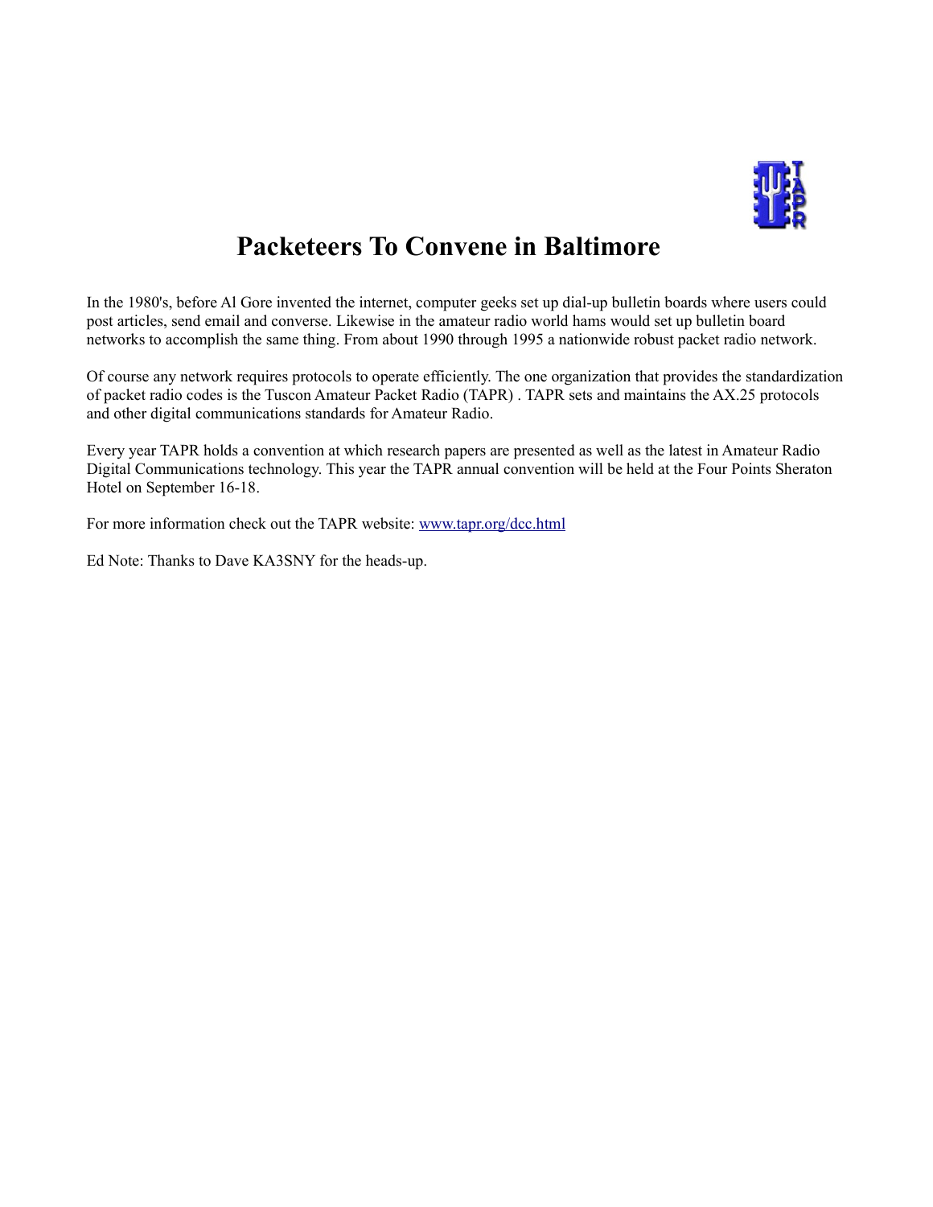# Packeteers To Convene in Baltimore

In the 1980's, before Al Gore invented the internet, computer geeks set up dial-up bulletin boards where users could post articles, send email and converse. Likewise in the amateur radio world hams would set up bulletin board networks to accomplish the same thing. From about 1990 through 1995 a nationwide robust packet radio network.

Of course any network requires protocols to operate efficiently. The one organization that provides the standardization of packet radio codes is the Tuscon Amateur Packet Radio (TAPR) . TAPR sets and maintains the AX.25 protocols and other digital communications standards for Amateur Radio.

Every year TAPR holds a convention at which research papers are presented as well as the latest in Amateur Radio Digital Communications technology. This year the TAPR annual convention will be held at the Four Points Sheraton Hotel on September 16-18.

For more information check out the TAPR website: [www.tapr.org/dcc.html](www.tapr.org/dcc.html)

Ed Note: Thanks to Dave KA3SNY for the heads-up.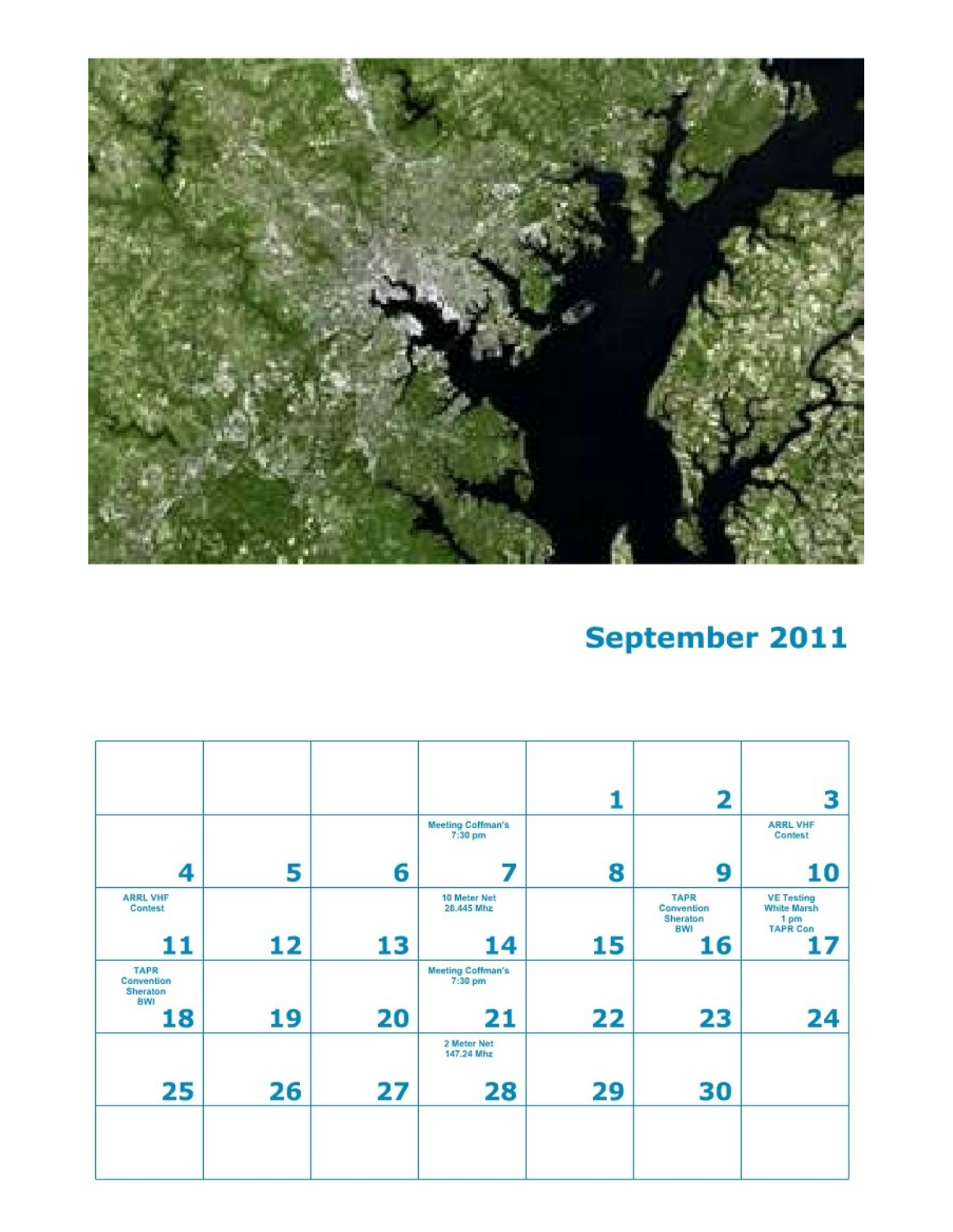## September 2011

| | | | | | | |
|---|---|---|---|---|---|---|
| | | | | 1 | 2 | 3 |
| 4 | 5 | 6 | Meeting Coffman's 7:30 pm 7 | 8 | 9 | ARRL VHF Contest 10 |
| ARRL VHF Contest 11 | 12 | 13 | 10 Meter Net 28.445 Mhz 14 | 15 | TAPR Convention Sheraton BWI 16 | VE Testing White Marsh 1 pm TAPR Con 17 |
| TAPR Convention Sheraton BWI 18 | 19 | 20 | Meeting Coffman's 7:30 pm 21 | 22 | 23 | 24 |
| 25 | 26 | 27 | 2 Meter Net 147.24 Mhz 28 | 29 | 30 | |
| | | | | | | |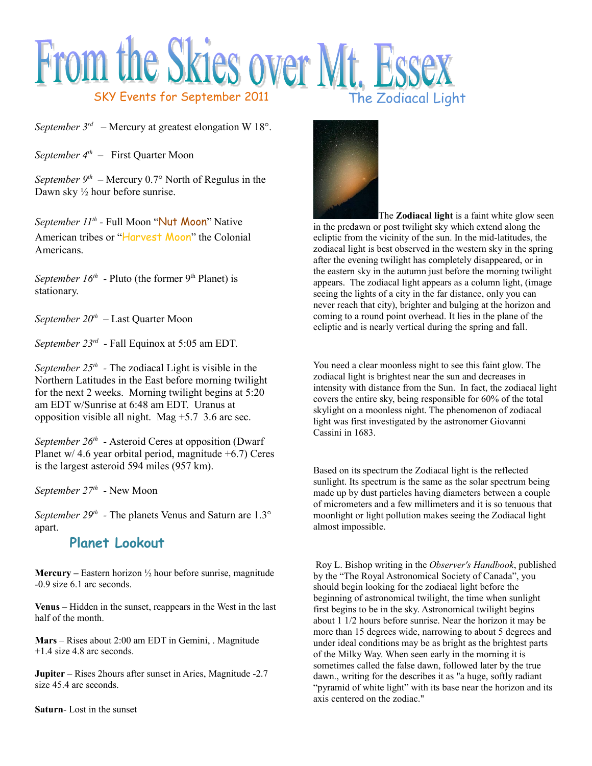# From the Skies over Mt. Essex

## SKY Events for September 2011

*September 3rd* – Mercury at greatest elongation W 18°.

*September 4th* – First Quarter Moon

*September 9th* – Mercury 0.7° North of Regulus in the Dawn sky ½ hour before sunrise.

*September 11th* - Full Moon "Nut Moon" Native American tribes or "Harvest Moon" the Colonial Americans.

*September 16th* - Pluto (the former 9th Planet) is stationary.

*September 20th* – Last Quarter Moon

*September 23rd* - Fall Equinox at 5:05 am EDT.

*September 25th* - The zodiacal Light is visible in the Northern Latitudes in the East before morning twilight for the next 2 weeks. Morning twilight begins at 5:20 am EDT w/Sunrise at 6:48 am EDT. Uranus at opposition visible all night. Mag +5.7 3.6 arc sec.

*September 26th* - Asteroid Ceres at opposition (Dwarf Planet w/ 4.6 year orbital period, magnitude +6.7) Ceres is the largest asteroid 594 miles (957 km).

*September 27th* - New Moon

*September 29th* - The planets Venus and Saturn are 1.3° apart.

## Planet Lookout

**Mercury –** Eastern horizon ½ hour before sunrise, magnitude -0.9 size 6.1 arc seconds.

**Venus** – Hidden in the sunset, reappears in the West in the last half of the month.

**Mars** – Rises about 2:00 am EDT in Gemini, . Magnitude +1.4 size 4.8 arc seconds.

**Jupiter** – Rises 2hours after sunset in Aries, Magnitude -2.7 size 45.4 arc seconds.

**Saturn**- Lost in the sunset

## The Zodiacal Light

The **Zodiacal light** is a faint white glow seen in the predawn or post twilight sky which extend along the ecliptic from the vicinity of the sun. In the mid-latitudes, the zodiacal light is best observed in the western sky in the spring after the evening twilight has completely disappeared, or in the eastern sky in the autumn just before the morning twilight appears. The zodiacal light appears as a column light, (image seeing the lights of a city in the far distance, only you can never reach that city), brighter and bulging at the horizon and coming to a round point overhead. It lies in the plane of the ecliptic and is nearly vertical during the spring and fall.

You need a clear moonless night to see this faint glow. The zodiacal light is brightest near the sun and decreases in intensity with distance from the Sun. In fact, the zodiacal light covers the entire sky, being responsible for 60% of the total skylight on a moonless night. The phenomenon of zodiacal light was first investigated by the astronomer Giovanni Cassini in 1683.

Based on its spectrum the Zodiacal light is the reflected sunlight. Its spectrum is the same as the solar spectrum being made up by dust particles having diameters between a couple of micrometers and a few millimeters and it is so tenuous that moonlight or light pollution makes seeing the Zodiacal light almost impossible.

Roy L. Bishop writing in the *Observer's Handbook*, published by the "The Royal Astronomical Society of Canada", you should begin looking for the zodiacal light before the beginning of astronomical twilight, the time when sunlight first begins to be in the sky. Astronomical twilight begins about 1 1/2 hours before sunrise. Near the horizon it may be more than 15 degrees wide, narrowing to about 5 degrees and under ideal conditions may be as bright as the brightest parts of the Milky Way. When seen early in the morning it is sometimes called the false dawn, followed later by the true dawn., writing for the describes it as "a huge, softly radiant "pyramid of white light" with its base near the horizon and its axis centered on the zodiac."